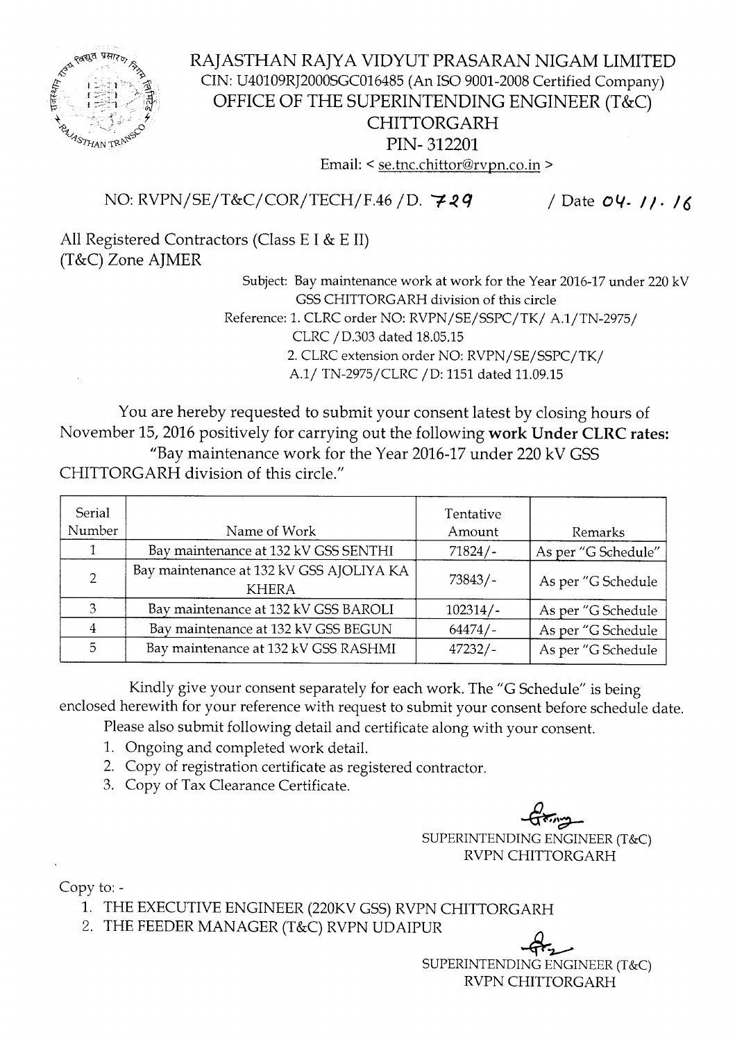# RAJASTHAN RAJYA VIDYUT PRASARAN NIGAM LIMITED

CIN: U40109RJ2000SGC016485 (An ISO 9001-2008 Certified Company)

## OFFICE OF THE SUPERINTENDING ENGINEER (T&C) CHITTORGARH

PIN- 312201

Email: < se.tnc.chittor@rvpn.co.in >

NO: RVPN/SE/T&C/COR/TECH/F.46 /D. 729 / Date 04. 11. 16

All Registered Contractors (Class E I & E II)
(T&C) Zone AJMER

Subject: Bay maintenance work at work for the Year 2016-17 under 220 kV GSS CHITTORGARH division of this circle

Reference: 1. CLRC order NO: RVPN/SE/SSPC/TK/ A.1/TN-2975/ CLRC / D.303 dated 18.05.15
2. CLRC extension order NO: RVPN/SE/SSPC/TK/ A.1/ TN-2975/CLRC / D: 1151 dated 11.09.15

You are hereby requested to submit your consent latest by closing hours of November 15, 2016 positively for carrying out the following **work Under CLRC rates:** "Bay maintenance work for the Year 2016-17 under 220 kV GSS CHITTORGARH division of this circle."

| Serial Number | Name of Work | Tentative Amount | Remarks |
|---|---|---|---|
| 1 | Bay maintenance at 132 kV GSS SENTHI | 71824/- | As per "G Schedule" |
| 2 | Bay maintenance at 132 kV GSS AJOLIYA KA KHERA | 73843/- | As per "G Schedule |
| 3 | Bay maintenance at 132 kV GSS BAROLI | 102314/- | As per "G Schedule |
| 4 | Bay maintenance at 132 kV GSS BEGUN | 64474/- | As per "G Schedule |
| 5 | Bay maintenance at 132 kV GSS RASHMI | 47232/- | As per "G Schedule |

Kindly give your consent separately for each work. The "G Schedule" is being enclosed herewith for your reference with request to submit your consent before schedule date.

Please also submit following detail and certificate along with your consent.

1. Ongoing and completed work detail.
2. Copy of registration certificate as registered contractor.
3. Copy of Tax Clearance Certificate.

SUPERINTENDING ENGINEER (T&C)
RVPN CHITTORGARH

Copy to: -

1. THE EXECUTIVE ENGINEER (220KV GSS) RVPN CHITTORGARH
2. THE FEEDER MANAGER (T&C) RVPN UDAIPUR

SUPERINTENDING ENGINEER (T&C)
RVPN CHITTORGARH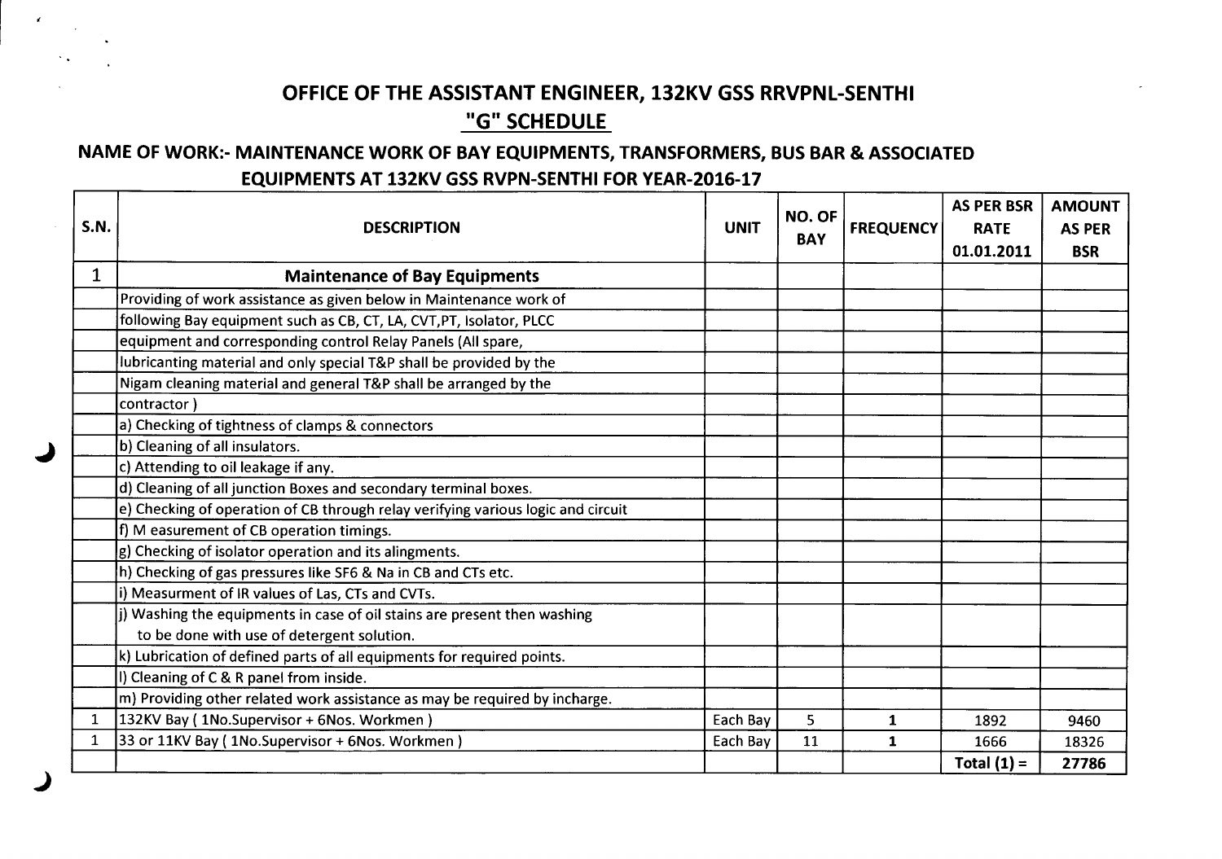# OFFICE OF THE ASSISTANT ENGINEER, 132KV GSS RRVPNL-SENTHI

## "G" SCHEDULE

### NAME OF WORK:- MAINTENANCE WORK OF BAY EQUIPMENTS, TRANSFORMERS, BUS BAR & ASSOCIATED EQUIPMENTS AT 132KV GSS RVPN-SENTHI FOR YEAR-2016-17

| S.N. | DESCRIPTION | UNIT | NO. OF BAY | FREQUENCY | AS PER BSR RATE 01.01.2011 | AMOUNT AS PER BSR |
|---|---|---|---|---|---|---|
| 1 | **Maintenance of Bay Equipments** | | | | | |
| | Providing of work assistance as given below in Maintenance work of | | | | | |
| | following Bay equipment such as CB, CT, LA, CVT,PT, Isolator, PLCC | | | | | |
| | equipment and corresponding control Relay Panels (All spare, | | | | | |
| | lubricanting material and only special T&P shall be provided by the | | | | | |
| | Nigam cleaning material and general T&P shall be arranged by the | | | | | |
| | contractor ) | | | | | |
| | a) Checking of tightness of clamps & connectors | | | | | |
| | b) Cleaning of all insulators. | | | | | |
| | c) Attending to oil leakage if any. | | | | | |
| | d) Cleaning of all junction Boxes and secondary terminal boxes. | | | | | |
| | e) Checking of operation of CB through relay verifying various logic and circuit | | | | | |
| | f) M easurement of CB operation timings. | | | | | |
| | g) Checking of isolator operation and its alingments. | | | | | |
| | h) Checking of gas pressures like SF6 & Na in CB and CTs etc. | | | | | |
| | i) Measurment of IR values of Las, CTs and CVTs. | | | | | |
| | j) Washing the equipments in case of oil stains are present then washing to be done with use of detergent solution. | | | | | |
| | k) Lubrication of defined parts of all equipments for required points. | | | | | |
| | l) Cleaning of C & R panel from inside. | | | | | |
| | m) Providing other related work assistance as may be required by incharge. | | | | | |
| 1 | 132KV Bay ( 1No.Supervisor + 6Nos. Workmen ) | Each Bay | 5 | 1 | 1892 | 9460 |
| 1 | 33 or 11KV Bay ( 1No.Supervisor + 6Nos. Workmen ) | Each Bay | 11 | 1 | 1666 | 18326 |
| | | | | | Total (1) = | 27786 |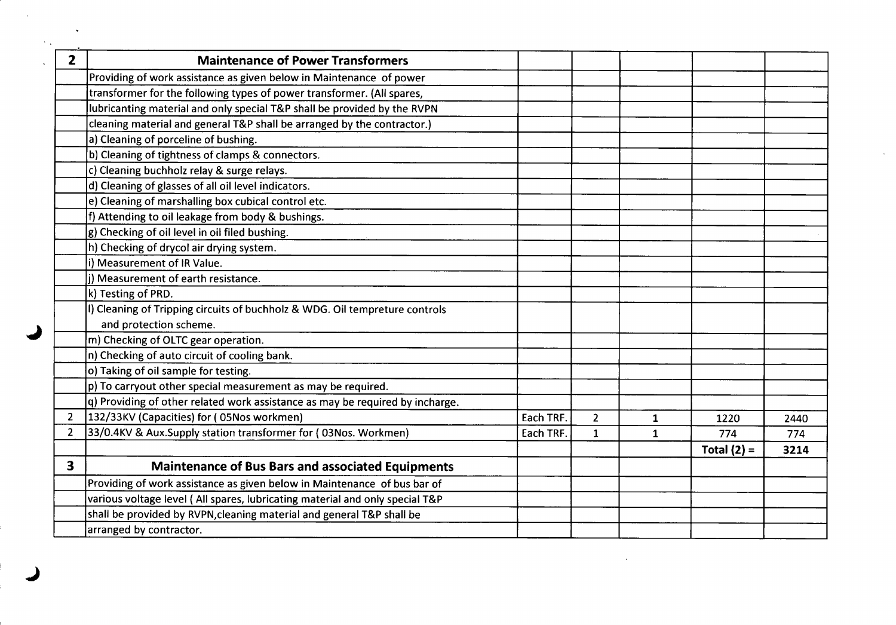| | | | | | | |
|---|---|---|---|---|---|---|
| **2** | **Maintenance of Power Transformers** | | | | | |
| | Providing of work assistance as given below in Maintenance of power | | | | | |
| | transformer for the following types of power transformer. (All spares, | | | | | |
| | lubricanting material and only special T&P shall be provided by the RVPN | | | | | |
| | cleaning material and general T&P shall be arranged by the contractor.) | | | | | |
| | a) Cleaning of porceline of bushing. | | | | | |
| | b) Cleaning of tightness of clamps & connectors. | | | | | |
| | c) Cleaning buchholz relay & surge relays. | | | | | |
| | d) Cleaning of glasses of all oil level indicators. | | | | | |
| | e) Cleaning of marshalling box cubical control etc. | | | | | |
| | f) Attending to oil leakage from body & bushings. | | | | | |
| | g) Checking of oil level in oil filed bushing. | | | | | |
| | h) Checking of drycol air drying system. | | | | | |
| | i) Measurement of IR Value. | | | | | |
| | j) Measurement of earth resistance. | | | | | |
| | k) Testing of PRD. | | | | | |
| | l) Cleaning of Tripping circuits of buchholz & WDG. Oil tempreture controls and protection scheme. | | | | | |
| | m) Checking of OLTC gear operation. | | | | | |
| | n) Checking of auto circuit of cooling bank. | | | | | |
| | o) Taking of oil sample for testing. | | | | | |
| | p) To carryout other special measurement as may be required. | | | | | |
| | q) Providing of other related work assistance as may be required by incharge. | | | | | |
| 2 | 132/33KV (Capacities) for ( 05Nos workmen) | Each TRF. | 2 | 1 | 1220 | 2440 |
| 2 | 33/0.4KV & Aux.Supply station transformer for ( 03Nos. Workmen) | Each TRF. | 1 | 1 | 774 | 774 |
| | | | | | **Total (2) =** | **3214** |
| **3** | **Maintenance of Bus Bars and associated Equipments** | | | | | |
| | Providing of work assistance as given below in Maintenance of bus bar of | | | | | |
| | various voltage level ( All spares, lubricating material and only special T&P | | | | | |
| | shall be provided by RVPN,cleaning material and general T&P shall be | | | | | |
| | arranged by contractor. | | | | | |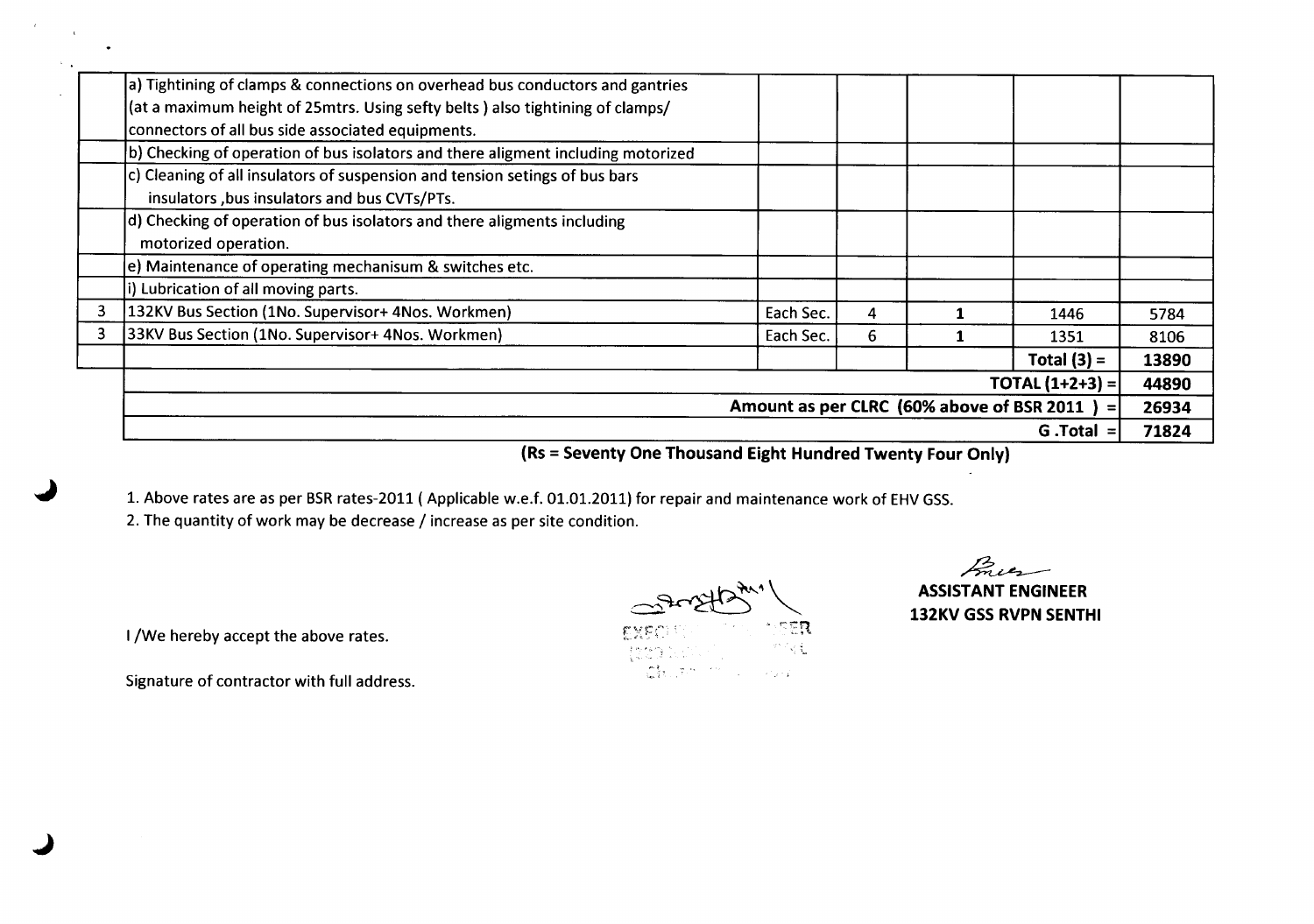| | | | | | | |
|---|---|---|---|---|---|---|
| | a) Tightining of clamps & connections on overhead bus conductors and gantries (at a maximum height of 25mtrs. Using sefty belts ) also tightining of clamps/ connectors of all bus side associated equipments. | | | | | |
| | b) Checking of operation of bus isolators and there aligment including motorized | | | | | |
| | c) Cleaning of all insulators of suspension and tension setings of bus bars insulators ,bus insulators and bus CVTs/PTs. | | | | | |
| | d) Checking of operation of bus isolators and there aligments including motorized operation. | | | | | |
| | e) Maintenance of operating mechanisum & switches etc. | | | | | |
| | i) Lubrication of all moving parts. | | | | | |
| 3 | 132KV Bus Section (1No. Supervisor+ 4Nos. Workmen) | Each Sec. | 4 | 1 | 1446 | 5784 |
| 3 | 33KV Bus Section (1No. Supervisor+ 4Nos. Workmen) | Each Sec. | 6 | 1 | 1351 | 8106 |
| | | | | | Total (3) = | 13890 |
| | | | | | TOTAL (1+2+3) = | 44890 |
| | | | | | Amount as per CLRC (60% above of BSR 2011 ) = | 26934 |
| | | | | | G .Total = | 71824 |

**(Rs = Seventy One Thousand Eight Hundred Twenty Four Only)**

1. Above rates are as per BSR rates-2011 ( Applicable w.e.f. 01.01.2011) for repair and maintenance work of EHV GSS.
2. The quantity of work may be decrease / increase as per site condition.

**ASSISTANT ENGINEER**
**132KV GSS RVPN SENTHI**

I /We hereby accept the above rates.

Signature of contractor with full address.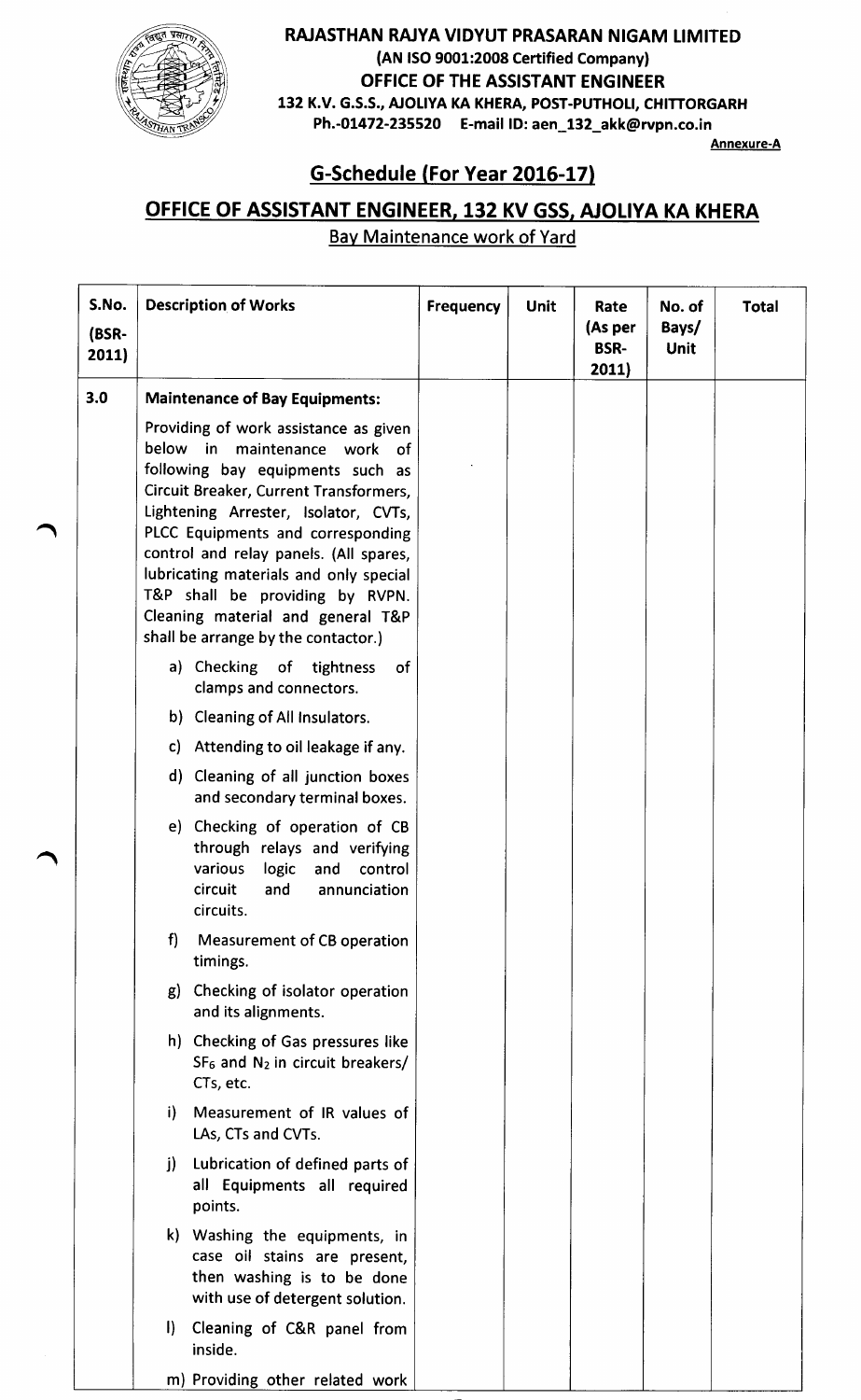**RAJASTHAN RAJYA VIDYUT PRASARAN NIGAM LIMITED**
**(AN ISO 9001:2008 Certified Company)**
**OFFICE OF THE ASSISTANT ENGINEER**
**132 K.V. G.S.S., AJOLIYA KA KHERA, POST-PUTHOLI, CHITTORGARH**
**Ph.-01472-235520 E-mail ID: aen_132_akk@rvpn.co.in**

**Annexure-A**

## G-Schedule (For Year 2016-17)

## OFFICE OF ASSISTANT ENGINEER, 132 KV GSS, AJOLIYA KA KHERA

Bay Maintenance work of Yard

| S.No. (BSR-2011) | Description of Works | Frequency | Unit | Rate (As per BSR-2011) | No. of Bays/ Unit | Total |
|---|---|---|---|---|---|---|
| 3.0 | **Maintenance of Bay Equipments:** | | | | | |
| | Providing of work assistance as given below in maintenance work of following bay equipments such as Circuit Breaker, Current Transformers, Lightening Arrester, Isolator, CVTs, PLCC Equipments and corresponding control and relay panels. (All spares, lubricating materials and only special T&P shall be providing by RVPN. Cleaning material and general T&P shall be arrange by the contactor.) | | | | | |
| | a) Checking of tightness of clamps and connectors. | | | | | |
| | b) Cleaning of All Insulators. | | | | | |
| | c) Attending to oil leakage if any. | | | | | |
| | d) Cleaning of all junction boxes and secondary terminal boxes. | | | | | |
| | e) Checking of operation of CB through relays and verifying various logic and control circuit and annunciation circuits. | | | | | |
| | f) Measurement of CB operation timings. | | | | | |
| | g) Checking of isolator operation and its alignments. | | | | | |
| | h) Checking of Gas pressures like $SF_6$ and $N_2$ in circuit breakers/ CTs, etc. | | | | | |
| | i) Measurement of IR values of LAs, CTs and CVTs. | | | | | |
| | j) Lubrication of defined parts of all Equipments all required points. | | | | | |
| | k) Washing the equipments, in case oil stains are present, then washing is to be done with use of detergent solution. | | | | | |
| | l) Cleaning of C&R panel from inside. | | | | | |
| | m) Providing other related work | | | | | |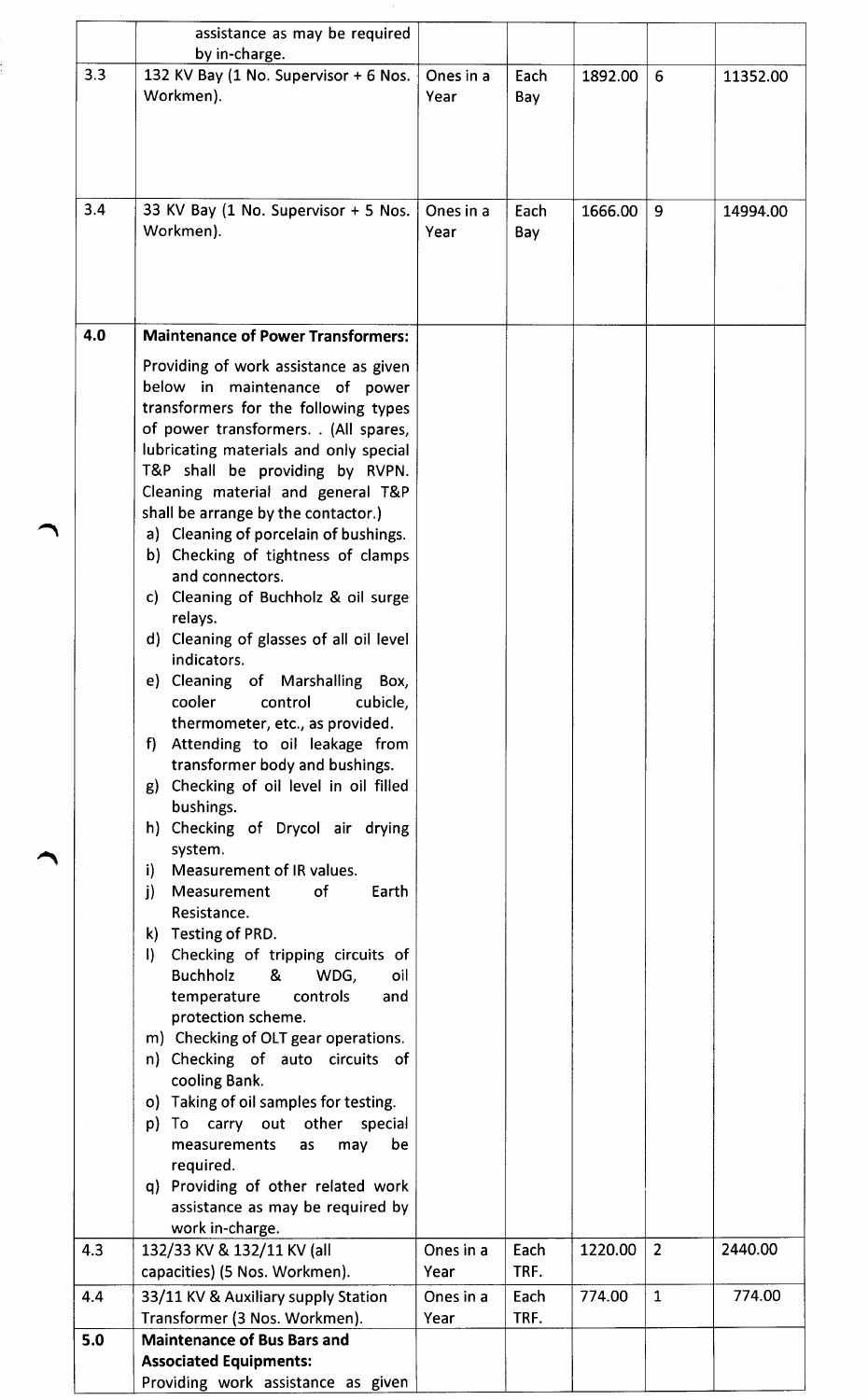| | | | | | | |
|---|---|---|---|---|---|---|
| | assistance as may be required by in-charge. | | | | | |
| 3.3 | 132 KV Bay (1 No. Supervisor + 6 Nos. Workmen). | Ones in a Year | Each Bay | 1892.00 | 6 | 11352.00 |
| 3.4 | 33 KV Bay (1 No. Supervisor + 5 Nos. Workmen). | Ones in a Year | Each Bay | 1666.00 | 9 | 14994.00 |
| **4.0** | **Maintenance of Power Transformers:**<br><br>Providing of work assistance as given below in maintenance of power transformers for the following types of power transformers. . (All spares, lubricating materials and only special T&P shall be providing by RVPN. Cleaning material and general T&P shall be arrange by the contactor.)<br>a) Cleaning of porcelain of bushings.<br>b) Checking of tightness of clamps and connectors.<br>c) Cleaning of Buchholz & oil surge relays.<br>d) Cleaning of glasses of all oil level indicators.<br>e) Cleaning of Marshalling Box, cooler control cubicle, thermometer, etc., as provided.<br>f) Attending to oil leakage from transformer body and bushings.<br>g) Checking of oil level in oil filled bushings.<br>h) Checking of Drycol air drying system.<br>i) Measurement of IR values.<br>j) Measurement of Earth Resistance.<br>k) Testing of PRD.<br>l) Checking of tripping circuits of Buchholz & WDG, oil temperature controls and protection scheme.<br>m) Checking of OLT gear operations.<br>n) Checking of auto circuits of cooling Bank.<br>o) Taking of oil samples for testing.<br>p) To carry out other special measurements as may be required.<br>q) Providing of other related work assistance as may be required by work in-charge. | | | | | |
| 4.3 | 132/33 KV & 132/11 KV (all capacities) (5 Nos. Workmen). | Ones in a Year | Each TRF. | 1220.00 | 2 | 2440.00 |
| 4.4 | 33/11 KV & Auxiliary supply Station Transformer (3 Nos. Workmen). | Ones in a Year | Each TRF. | 774.00 | 1 | 774.00 |
| **5.0** | **Maintenance of Bus Bars and Associated Equipments:**<br>Providing work assistance as given | | | | | |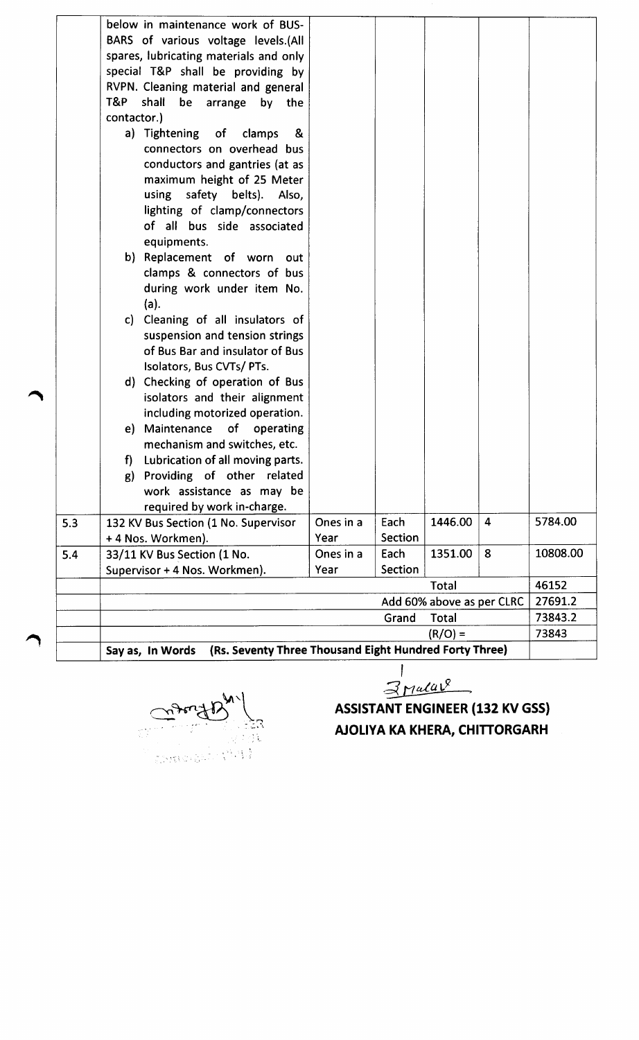| | | | | | | |
|---|---|---|---|---|---|---|
| | below in maintenance work of BUS-BARS of various voltage levels.(All spares, lubricating materials and only special T&P shall be providing by RVPN. Cleaning material and general T&P shall be arrange by the contactor.)<br>a) Tightening of clamps & connectors on overhead bus conductors and gantries (at as maximum height of 25 Meter using safety belts). Also, lighting of clamp/connectors of all bus side associated equipments.<br>b) Replacement of worn out clamps & connectors of bus during work under item No. (a).<br>c) Cleaning of all insulators of suspension and tension strings of Bus Bar and insulator of Bus Isolators, Bus CVTs/ PTs.<br>d) Checking of operation of Bus isolators and their alignment including motorized operation.<br>e) Maintenance of operating mechanism and switches, etc.<br>f) Lubrication of all moving parts.<br>g) Providing of other related work assistance as may be required by work in-charge. | | | | | |
| 5.3 | 132 KV Bus Section (1 No. Supervisor + 4 Nos. Workmen). | Ones in a Year | Each Section | 1446.00 | 4 | 5784.00 |
| 5.4 | 33/11 KV Bus Section (1 No. Supervisor + 4 Nos. Workmen). | Ones in a Year | Each Section | 1351.00 | 8 | 10808.00 |
| | | | | Total | | 46152 |
| | | | Add 60% above as per CLRC | | | 27691.2 |
| | | | Grand | Total | | 73843.2 |
| | | | | (R/O) = | | 73843 |
| | Say as, In Words (Rs. Seventy Three Thousand Eight Hundred Forty Three) | | | | | |

**ASSISTANT ENGINEER (132 KV GSS)**
**AJOLIYA KA KHERA, CHITTORGARH**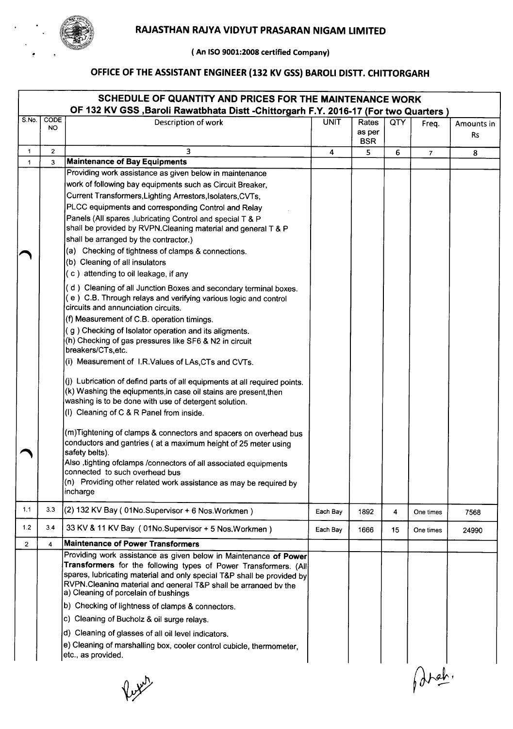# RAJASTHAN RAJYA VIDYUT PRASARAN NIGAM LIMITED

( An ISO 9001:2008 certified Company)

## OFFICE OF THE ASSISTANT ENGINEER (132 KV GSS) BAROLI DISTT. CHITTORGARH

| SCHEDULE OF QUANTITY AND PRICES FOR THE MAINTENANCE WORK OF 132 KV GSS ,Baroli Rawatbhata Distt -Chittorgarh F.Y. 2016-17 (For two Quarters ) | | | | | | | |
|---|---|---|---|---|---|---|---|
| S.No. | CODE NO | Description of work | UNIT | Rates as per BSR | QTY | Freq. | Amounts in Rs |
| 1 | 2 | 3 | 4 | 5 | 6 | 7 | 8 |
| 1 | 3 | **Maintenance of Bay Equipments** | | | | | |
| | | Providing work assistance as given below in maintenance work of following bay equipments such as Circuit Breaker, Current Transformers,Lighting Arrestors,Isolaters,CVTs, PLCC equipments and corresponding Control and Relay Panels (All spares ,lubricating Control and special T & P shall be provided by RVPN.Cleaning material and general T & P shall be arranged by the contractor.)<br>(a) Checking of tightness of clamps & connections.<br>(b) Cleaning of all insulators<br>( c ) attending to oil leakage, if any<br>( d ) Cleaning of all Junction Boxes and secondary terminal boxes.<br>( e ) C.B. Through relays and verifying various logic and control circuits and annunciation circuits.<br>(f) Measurement of C.B. operation timings.<br>( g ) Checking of Isolator operation and its aligments.<br>(h) Checking of gas pressures like SF6 & N2 in circuit breakers/CTs,etc.<br>(i) Measurement of I.R.Values of LAs,CTs and CVTs.<br>(j) Lubrication of defind parts of all equipments at all required points.<br>(k) Washing the eqiupments,in case oil stains are present,then washing is to be done with use of detergent solution.<br>(l) Cleaning of C & R Panel from inside.<br>(m)Tightening of clamps & connectors and spacers on overhead bus conductors and gantries ( at a maximum height of 25 meter using safety belts).<br>Also ,tighting ofclamps /connectors of all associated equipments connected to such overhead bus<br>(n) Providing other related work assistance as may be required by incharge | | | | | |
| 1.1 | 3.3 | (2) 132 KV Bay ( 01No.Supervisor + 6 Nos.Workmen ) | Each Bay | 1892 | 4 | One times | 7568 |
| 1.2 | 3.4 | 33 KV & 11 KV Bay ( 01No.Supervisor + 5 Nos.Workmen ) | Each Bay | 1666 | 15 | One times | 24990 |
| 2 | 4 | **Maintenance of Power Transformers** | | | | | |
| | | Providing work assistance as given below in Maintenance **of Power Transformers** for the following types of Power Transformers. (All spares, lubricating material and only special T&P shall be provided by RVPN.Cleaning material and general T&P shall be arranged by the<br>a) Cleaning of porcelain of bushings<br>b) Checking of lightness of clamps & connectors.<br>c) Cleaning of Bucholz & oil surge relays.<br>d) Cleaning of glasses of all oil level indicators.<br>e) Cleaning of marshalling box, cooler control cubicle, thermometer, etc., as provided. | | | | | |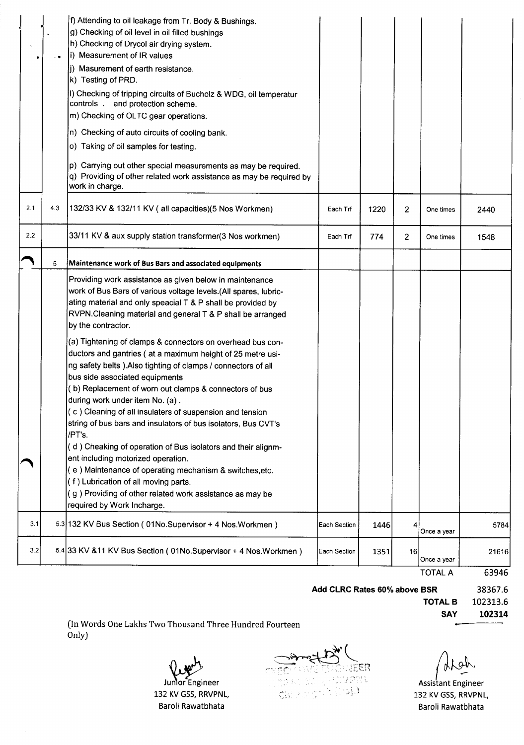| | | | | | | | |
|---|---|---|---|---|---|---|---|
| | | f) Attending to oil leakage from Tr. Body & Bushings.<br>g) Checking of oil level in oil filled bushings<br>h) Checking of Drycol air drying system.<br>i) Measurement of IR values<br>j) Masurement of earth resistance.<br>k) Testing of PRD.<br>l) Checking of tripping circuits of Bucholz & WDG, oil temperatur controls . and protection scheme.<br>m) Checking of OLTC gear operations.<br>n) Checking of auto circuits of cooling bank.<br>o) Taking of oil samples for testing.<br>p) Carrying out other special measurements as may be required.<br>q) Providing of other related work assistance as may be required by work in charge. | | | | | |
| 2.1 | 4.3 | 132/33 KV & 132/11 KV ( all capacities)(5 Nos Workmen) | Each Trf | 1220 | 2 | One times | 2440 |
| 2.2 | | 33/11 KV & aux supply station transformer(3 Nos workmen) | Each Trf | 774 | 2 | One times | 1548 |
| | 5 | **Maintenance work of Bus Bars and associated equipments** | | | | | |
| | | Providing work assistance as given below in maintenance work of Bus Bars of various voltage levels.(All spares, lubricating material and only speacial T & P shall be provided by RVPN.Cleaning material and general T & P shall be arranged by the contractor.<br>(a) Tightening of clamps & connectors on overhead bus conductors and gantries ( at a maximum height of 25 metre using safety belts ).Also tighting of clamps / connectors of all bus side associated equipments<br>( b) Replacement of worn out clamps & connectors of bus during work under item No. (a) .<br>( c ) Cleaning of all insulaters of suspension and tension string of bus bars and insulators of bus isolators, Bus CVT's /PT's.<br>( d ) Cheaking of operation of Bus isolators and their alignment including motorized operation.<br>( e ) Maintenance of operating mechanism & switches,etc.<br>( f ) Lubrication of all moving parts.<br>( g ) Providing of other related work assistance as may be required by Work Incharge. | | | | | |
| 3.1 | 5.3 | 132 KV Bus Section ( 01No.Supervisor + 4 Nos.Workmen ) | Each Section | 1446 | 4 | Once a year | 5784 |
| 3.2 | 5.4 | 33 KV &11 KV Bus Section ( 01No.Supervisor + 4 Nos.Workmen ) | Each Section | 1351 | 16 | Once a year | 21616 |
| | | | | | | TOTAL A | 63946 |
| | | | Add CLRC Rates 60% above BSR | | | | 38367.6 |
| | | | | | | TOTAL B | 102313.6 |
| | | | | | | SAY | **102314** |

(In Words One Lakhs Two Thousand Three Hundred Fourteen Only)

Junior Engineer
132 KV GSS, RRVPNL,
Baroli Rawatbhata

Assistant Engineer
132 KV GSS, RRVPNL,
Baroli Rawatbhata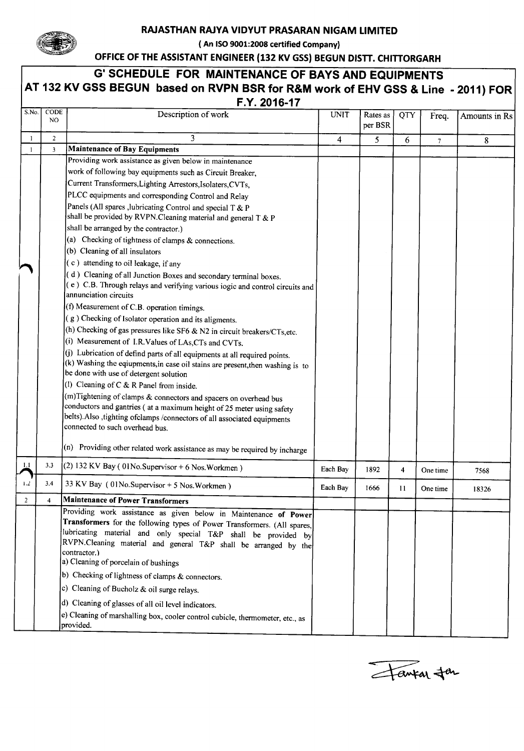**RAJASTHAN RAJYA VIDYUT PRASARAN NIGAM LIMITED**

**( An ISO 9001:2008 certified Company)**

**OFFICE OF THE ASSISTANT ENGINEER (132 KV GSS) BEGUN DISTT. CHITTORGARH**

## G' SCHEDULE FOR MAINTENANCE OF BAYS AND EQUIPMENTS AT 132 KV GSS BEGUN based on RVPN BSR for R&M work of EHV GSS & Line - 2011) FOR F.Y. 2016-17

| S.No. | CODE NO | Description of work | UNIT | Rates as per BSR | QTY | Freq. | Amounts in Rs |
|---|---|---|---|---|---|---|---|
| 1 | 2 | 3 | 4 | 5 | 6 | 7 | 8 |
| 1 | 3 | **Maintenance of Bay Equipments** | | | | | |
| | | Providing work assistance as given below in maintenance work of following bay equipments such as Circuit Breaker, Current Transformers,Lighting Arrestors,Isolaters,CVTs, PLCC equipments and corresponding Control and Relay Panels (All spares ,lubricating Control and special T & P shall be provided by RVPN.Cleaning material and general T & P shall be arranged by the contractor.)<br>(a) Checking of tightness of clamps & connections.<br>(b) Cleaning of all insulators<br>( c ) attending to oil leakage, if any<br>( d ) Cleaning of all Junction Boxes and secondary terminal boxes.<br>( e ) C.B. Through relays and verifying various iogic and control circuits and annunciation circuits<br>(f) Measurement of C.B. operation timings.<br>( g ) Checking of Isolator operation and its aligments.<br>(h) Checking of gas pressures like SF6 & N2 in circuit breakers/CTs,etc.<br>(i) Measurement of I.R.Values of LAs,CTs and CVTs.<br>(j) Lubrication of defind parts of all equipments at all required points.<br>(k) Washing the eqiupments,in case oil stains are present,then washing is to be done with use of detergent solution<br>(l) Cleaning of C & R Panel from inside.<br>(m)Tightening of clamps & connectors and spacers on overhead bus conductors and gantries ( at a maximum height of 25 meter using safety belts).Also ,tighting ofclamps /connectors of all associated equipments connected to such overhead bus.<br>(n) Providing other related work assistance as may be required by incharge | | | | | |
| 1.1 | 3.3 | (2) 132 KV Bay ( 01No.Supervisor + 6 Nos.Workmen ) | Each Bay | 1892 | 4 | One time | 7568 |
| 1.2 | 3.4 | 33 KV Bay ( 01No.Supervisor + 5 Nos.Workmen ) | Each Bay | 1666 | 11 | One time | 18326 |
| 2 | 4 | **Maintenance of Power Transformers** | | | | | |
| | | Providing work assistance as given below in Maintenance **of Power Transformers** for the following types of Power Transformers. (All spares, lubricating material and only special T&P shall be provided by RVPN.Cleaning material and general T&P shall be arranged by the contractor.)<br>a) Cleaning of porcelain of bushings<br>b) Checking of lightness of clamps & connectors.<br>c) Cleaning of Bucholz & oil surge relays.<br>d) Cleaning of glasses of all oil level indicators.<br>e) Cleaning of marshalling box, cooler control cubicle, thermometer, etc., as provided. | | | | | |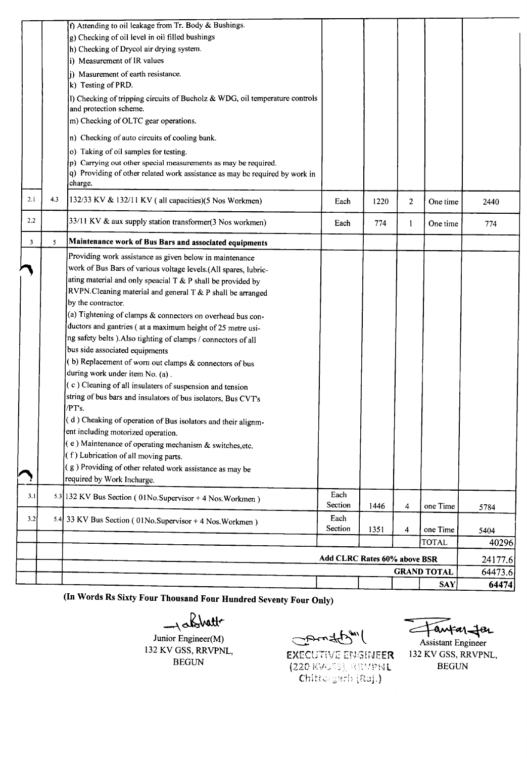| | | | | | | | |
|---|---|---|---|---|---|---|---|
| | | f) Attending to oil leakage from Tr. Body & Bushings.<br>g) Checking of oil level in oil filled bushings<br>h) Checking of Drycol air drying system.<br>i) Measurement of IR values<br>j) Masurement of earth resistance.<br>k) Testing of PRD.<br>l) Checking of tripping circuits of Bucholz & WDG, oil temperature controls and protection scheme.<br>m) Checking of OLTC gear operations.<br>n) Checking of auto circuits of cooling bank.<br>o) Taking of oil samples for testing.<br>p) Carrying out other special measurements as may be required.<br>q) Providing of other related work assistance as may be required by work in charge. | | | | | |
| 2.1 | 4.3 | 132/33 KV & 132/11 KV ( all capacities)(5 Nos Workmen) | Each | 1220 | 2 | One time | 2440 |
| 2.2 | | 33/11 KV & aux supply station transformer(3 Nos workmen) | Each | 774 | 1 | One time | 774 |
| 3 | 5 | **Maintenance work of Bus Bars and associated equipments** | | | | | |
| | | Providing work assistance as given below in maintenance work of Bus Bars of various voltage levels.(All spares, lubricating material and only speacial T & P shall be provided by RVPN.Cleaning material and general T & P shall be arranged by the contractor.<br>(a) Tightening of clamps & connectors on overhead bus conductors and gantries ( at a maximum height of 25 metre using safety belts ).Also tighting of clamps / connectors of all bus side associated equipments<br>( b) Replacement of worn out clamps & connectors of bus during work under item No. (a) .<br>( c ) Cleaning of all insulaters of suspension and tension string of bus bars and insulators of bus isolators, Bus CVT's /PT's.<br>( d ) Cheaking of operation of Bus isolators and their alignment including motorized operation.<br>( e ) Maintenance of operating mechanism & switches,etc.<br>( f ) Lubrication of all moving parts.<br>( g ) Providing of other related work assistance as may be required by Work Incharge. | | | | | |
| 3.1 | 5.3 | 132 KV Bus Section ( 01No.Supervisor + 4 Nos.Workmen ) | Each Section | 1446 | 4 | one Time | 5784 |
| 3.2 | 5.4 | 33 KV Bus Section ( 01No.Supervisor + 4 Nos.Workmen ) | Each Section | 1351 | 4 | one Time | 5404 |
| | | | | | | TOTAL | 40296 |
| | | | Add CLRC Rates 60% above BSR | | | | 24177.6 |
| | | | | | | GRAND TOTAL | 64473.6 |
| | | | | | | SAY | 64474 |

**(In Words Rs Sixty Four Thousand Four Hundred Seventy Four Only)**

Junior Engineer(M)
132 KV GSS, RRVPNL,
BEGUN

EXECUTIVE ENGINEER
(220 KV GSS), RRVPNL
Chittorgarh (Raj.)

Assistant Engineer
132 KV GSS, RRVPNL,
BEGUN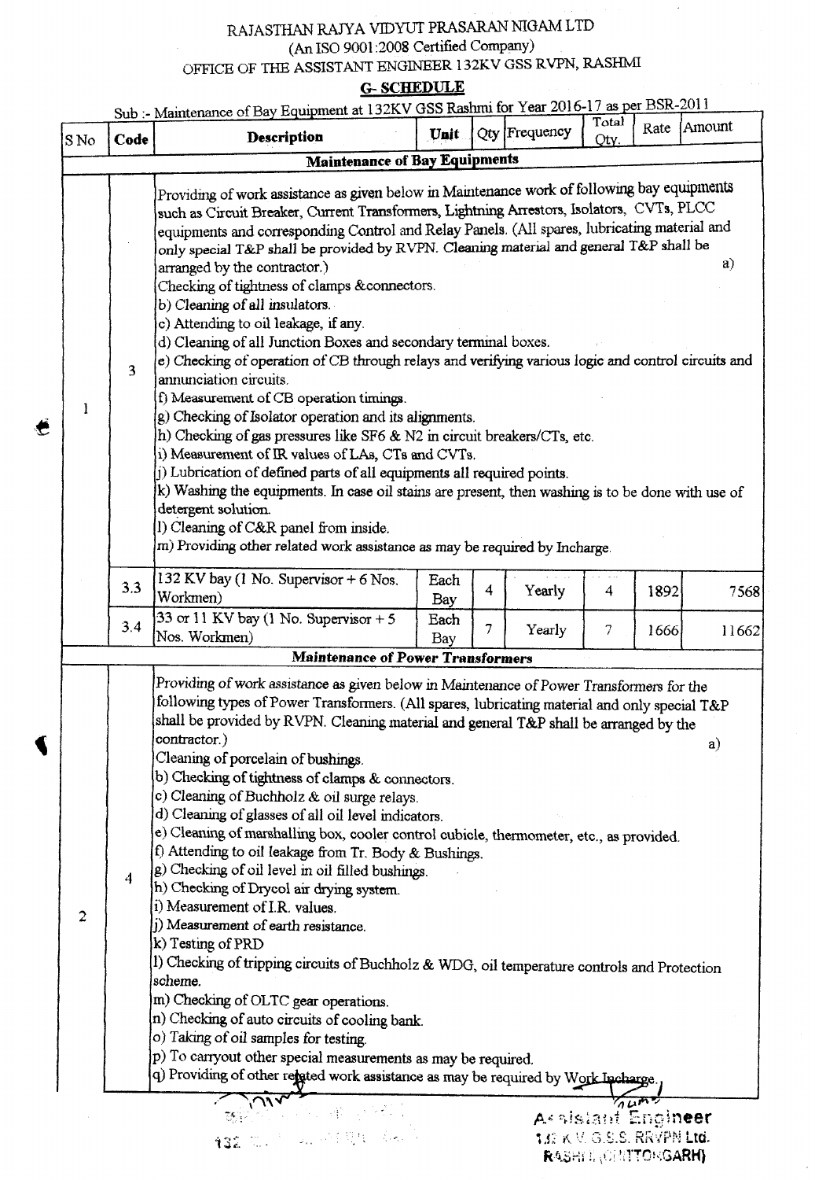RAJASTHAN RAJYA VIDYUT PRASARAN NIGAM LTD
(An ISO 9001:2008 Certified Company)
OFFICE OF THE ASSISTANT ENGINEER 132KV GSS RVPN, RASHMI

## G- SCHEDULE

Sub :- Maintenance of Bay Equipment at 132KV GSS Rashmi for Year 2016-17 as per BSR-2011

| S No | Code | Description | Unit | Qty | Frequency | Total Qty. | Rate | Amount |
|---|---|---|---|---|---|---|---|---|
| | | **Maintenance of Bay Equipments** | | | | | | |
| 1 | 3 | Providing of work assistance as given below in Maintenance work of following bay equipments such as Circuit Breaker, Current Transformers, Lightning Arrestors, Isolators, CVTs, PLCC equipments and corresponding Control and Relay Panels. (All spares, lubricating material and only special T&P shall be provided by RVPN. Cleaning material and general T&P shall be arranged by the contractor.) a) Checking of tightness of clamps &connectors. b) Cleaning of all insulators. c) Attending to oil leakage, if any. d) Cleaning of all Junction Boxes and secondary terminal boxes. e) Checking of operation of CB through relays and verifying various logic and control circuits and annunciation circuits. f) Measurement of CB operation timings. g) Checking of Isolator operation and its alignments. h) Checking of gas pressures like SF6 & N2 in circuit breakers/CTs, etc. i) Measurement of IR values of LAs, CTs and CVTs. j) Lubrication of defined parts of all equipments all required points. k) Washing the equipments. In case oil stains are present, then washing is to be done with use of detergent solution. l) Cleaning of C&R panel from inside. m) Providing other related work assistance as may be required by Incharge. | | | | | | |
| | 3.3 | 132 KV bay (1 No. Supervisor + 6 Nos. Workmen) | Each Bay | 4 | Yearly | 4 | 1892 | 7568 |
| | 3.4 | 33 or 11 KV bay (1 No. Supervisor + 5 Nos. Workmen) | Each Bay | 7 | Yearly | 7 | 1666 | 11662 |
| | | **Maintenance of Power Transformers** | | | | | | |
| 2 | 4 | Providing of work assistance as given below in Maintenance of Power Transformers for the following types of Power Transformers. (All spares, lubricating material and only special T&P shall be provided by RVPN. Cleaning material and general T&P shall be arranged by the contractor.) a) Cleaning of porcelain of bushings. b) Checking of tightness of clamps & connectors. c) Cleaning of Buchholz & oil surge relays. d) Cleaning of glasses of all oil level indicators. e) Cleaning of marshalling box, cooler control cubicle, thermometer, etc., as provided. f) Attending to oil leakage from Tr. Body & Bushings. g) Checking of oil level in oil filled bushings. h) Checking of Drycol air drying system. i) Measurement of I.R. values. j) Measurement of earth resistance. k) Testing of PRD l) Checking of tripping circuits of Buchholz & WDG, oil temperature controls and Protection scheme. m) Checking of OLTC gear operations. n) Checking of auto circuits of cooling bank. o) Taking of oil samples for testing. p) To carryout other special measurements as may be required. q) Providing of other related work assistance as may be required by Work Incharge. | | | | | | |

Assistant Engineer
132 K.V. G.S.S. RRVPN Ltd.
RASHMI (CHITTORGARH)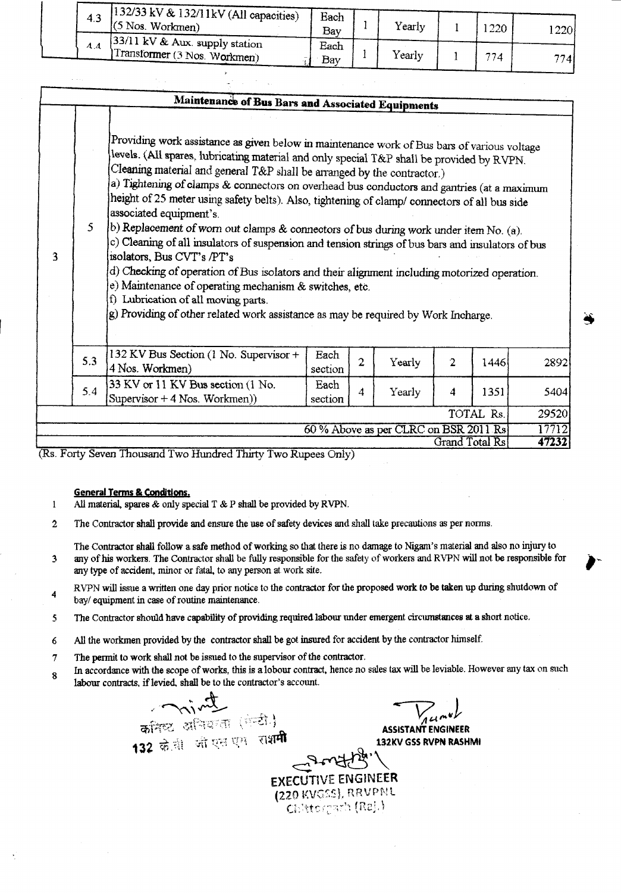| | | | | | | | | |
|---|---|---|---|---|---|---|---|---|
| | 4.3 | 132/33 kV & 132/11kV (All capacities) (5 Nos. Workmen) | Each Bay | 1 | Yearly | 1 | 1220 | 1220 |
| | 4.4 | 33/11 kV & Aux. supply station Transformer (3 Nos. Workmen) | Each Bay | 1 | Yearly | 1 | 774 | 774 |

| | | | | | | | | |
|---|---|---|---|---|---|---|---|---|
| | | **Maintenance of Bus Bars and Associated Equipments** | | | | | | |
| 3 | 5 | Providing work assistance as given below in maintenance work of Bus bars of various voltage levels. (All spares, lubricating material and only special T&P shall be provided by RVPN. Cleaning material and general T&P shall be arranged by the contractor.)<br>a) Tightening of clamps & connectors on overhead bus conductors and gantries (at a maximum height of 25 meter using safety belts). Also, tightening of clamp/ connectors of all bus side associated equipment's.<br>b) Replacement of worn out clamps & connectors of bus during work under item No. (a).<br>c) Cleaning of all insulators of suspension and tension strings of bus bars and insulators of bus isolators, Bus CVT's /PT's<br>d) Checking of operation of Bus isolators and their alignment including motorized operation.<br>e) Maintenance of operating mechanism & switches, etc.<br>f) Lubrication of all moving parts.<br>g) Providing of other related work assistance as may be required by Work Incharge. | | | | | | |
| | 5.3 | 132 KV Bus Section (1 No. Supervisor + 4 Nos. Workmen) | Each section | 2 | Yearly | 2 | 1446 | 2892 |
| | 5.4 | 33 KV or 11 KV Bus section (1 No. Supervisor + 4 Nos. Workmen)) | Each section | 4 | Yearly | 4 | 1351 | 5404 |
| | | | | | | | TOTAL Rs. | 29520 |
| | | | | | 60 % Above as per CLRC on BSR 2011 Rs | | | 17712 |
| | | | | | | | Grand Total Rs | 47232 |

(Rs. Forty Seven Thousand Two Hundred Thirty Two Rupees Only)

**General Terms & Conditions.**

1. All material, spares & only special T & P shall be provided by RVPN.
2. The Contractor shall provide and ensure the use of safety devices and shall take precautions as per norms.
3. The Contractor shall follow a safe method of working so that there is no damage to Nigam's material and also no injury to any of his workers. The Contractor shall be fully responsible for the safety of workers and RVPN will not be responsible for any type of accident, minor or fatal, to any person at work site.
4. RVPN will issue a written one day prior notice to the contractor for the proposed work to be taken up during shutdown of bay/ equipment in case of routine maintenance.
5. The Contractor should have capability of providing required labour under emergent circumstances at a short notice.
6. All the workmen provided by the contractor shall be got insured for accident by the contractor himself.
7. The permit to work shall not be issued to the supervisor of the contractor.
8. In accordance with the scope of works, this is a lobour contract, hence no sales tax will be leviable. However any tax on such labour contracts, if levied, shall be to the contractor's account.

कनिष्ट अभियन्ता (विद्युत)
132 के.वी. जी एस एस राशमी

ASSISTANT ENGINEER
132KV GSS RVPN RASHMI

EXECUTIVE ENGINEER
(220 KVGSS), RRVPNL
Chittorgarh (Raj.)